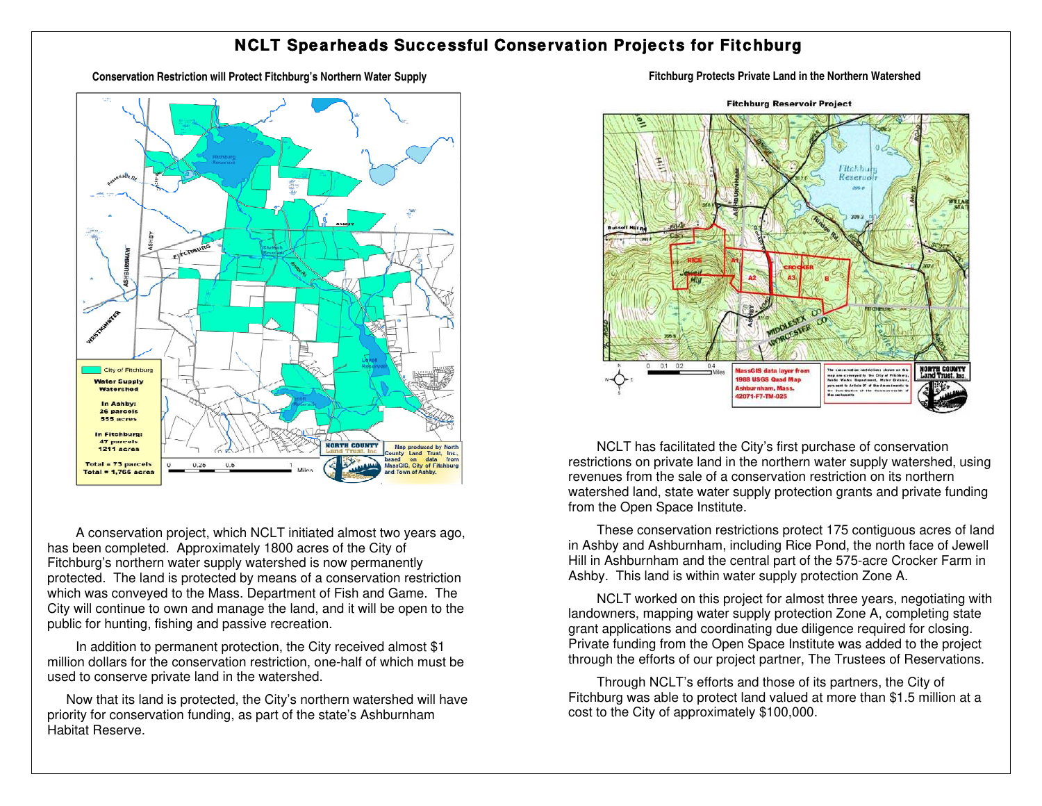# NCLT Spearheads Successful Conservation Projects for Fitchburg

## Conservation Restriction will Protect Fitchburg's Northern Water Supply

A conservation project, which NCLT initiated almost two years ago, has been completed. Approximately 1800 acres of the City of Fitchburg's northern water supply watershed is now permanently protected. The land is protected by means of a conservation restriction which was conveyed to the Mass. Department of Fish and Game. The City will continue to own and manage the land, and it will be open to the public for hunting, fishing and passive recreation.

In addition to permanent protection, the City received almost $1 million dollars for the conservation restriction, one-half of which must be used to conserve private land in the watershed.

Now that its land is protected, the City's northern watershed will have priority for conservation funding, as part of the state's Ashburnham Habitat Reserve.

## Fitchburg Protects Private Land in the Northern Watershed

NCLT has facilitated the City's first purchase of conservation restrictions on private land in the northern water supply watershed, using revenues from the sale of a conservation restriction on its northern watershed land, state water supply protection grants and private funding from the Open Space Institute.

These conservation restrictions protect 175 contiguous acres of land in Ashby and Ashburnham, including Rice Pond, the north face of Jewell Hill in Ashburnham and the central part of the 575-acre Crocker Farm in Ashby. This land is within water supply protection Zone A.

NCLT worked on this project for almost three years, negotiating with landowners, mapping water supply protection Zone A, completing state grant applications and coordinating due diligence required for closing. Private funding from the Open Space Institute was added to the project through the efforts of our project partner, The Trustees of Reservations.

Through NCLT's efforts and those of its partners, the City of Fitchburg was able to protect land valued at more than $1.5 million at a cost to the City of approximately $100,000.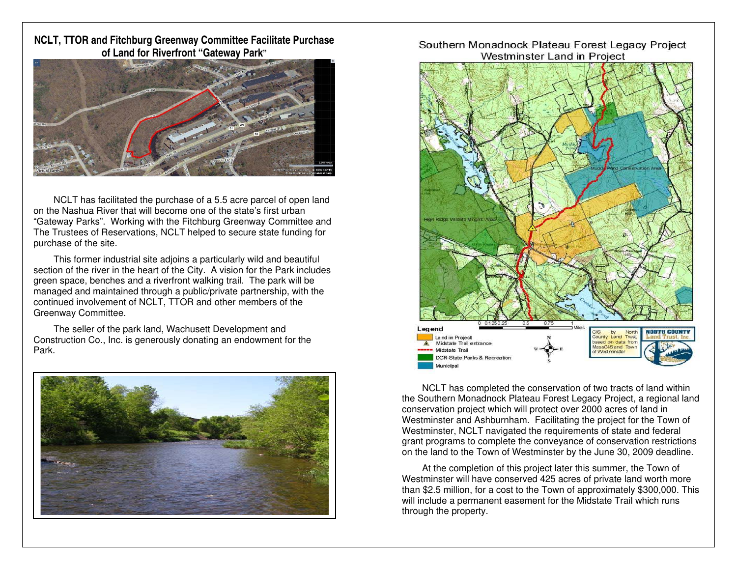## NCLT, TTOR and Fitchburg Greenway Committee Facilitate Purchase of Land for Riverfront "Gateway Park"

NCLT has facilitated the purchase of a 5.5 acre parcel of open land on the Nashua River that will become one of the state's first urban "Gateway Parks". Working with the Fitchburg Greenway Committee and The Trustees of Reservations, NCLT helped to secure state funding for purchase of the site.

This former industrial site adjoins a particularly wild and beautiful section of the river in the heart of the City. A vision for the Park includes green space, benches and a riverfront walking trail. The park will be managed and maintained through a public/private partnership, with the continued involvement of NCLT, TTOR and other members of the Greenway Committee.

The seller of the park land, Wachusett Development and Construction Co., Inc. is generously donating an endowment for the Park.

## Southern Monadnock Plateau Forest Legacy Project
### Westminster Land in Project

Legend:
- Land in Project
- Midstate Trail entrance
- Midstate Trail
- DCR-State Parks & Recreation
- Municipal

GIS by North County Land Trust, based on data from MassGIS and Town of Westminster

NCLT has completed the conservation of two tracts of land within the Southern Monadnock Plateau Forest Legacy Project, a regional land conservation project which will protect over 2000 acres of land in Westminster and Ashburnham. Facilitating the project for the Town of Westminster, NCLT navigated the requirements of state and federal grant programs to complete the conveyance of conservation restrictions on the land to the Town of Westminster by the June 30, 2009 deadline.

At the completion of this project later this summer, the Town of Westminster will have conserved 425 acres of private land worth more than $2.5 million, for a cost to the Town of approximately $300,000. This will include a permanent easement for the Midstate Trail which runs through the property.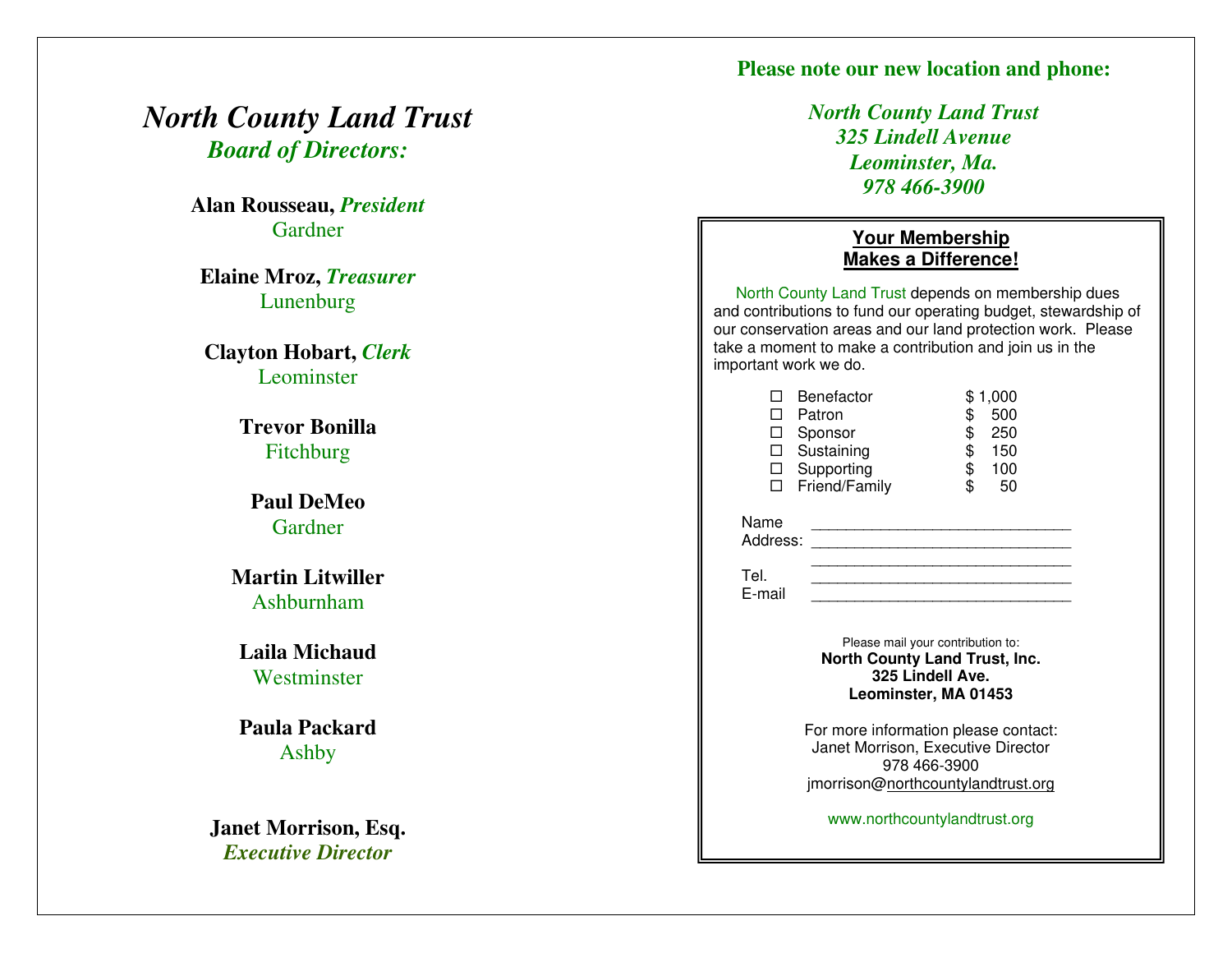# *North County Land Trust*

## *Board of Directors:*

**Alan Rousseau,** ***President***
Gardner

**Elaine Mroz,** ***Treasurer***
Lunenburg

**Clayton Hobart,** ***Clerk***
Leominster

**Trevor Bonilla**
Fitchburg

**Paul DeMeo**
Gardner

**Martin Litwiller**
Ashburnham

**Laila Michaud**
Westminster

**Paula Packard**
Ashby

**Janet Morrison, Esq.**
***Executive Director***

**Please note our new location and phone:**

***North County Land Trust***
***325 Lindell Avenue***
***Leominster, Ma.***
***978 466-3900***

## Your Membership Makes a Difference!

North County Land Trust depends on membership dues and contributions to fund our operating budget, stewardship of our conservation areas and our land protection work. Please take a moment to make a contribution and join us in the important work we do.

- ☐ Benefactor $ 1,000
- ☐ Patron $ 500
- ☐ Sponsor $ 250
- ☐ Sustaining $ 150
- ☐ Supporting $ 100
- ☐ Friend/Family $ 50

Name ______________________________
Address: ______________________________
______________________________
Tel. ______________________________
E-mail ______________________________

Please mail your contribution to:
**North County Land Trust, Inc.**
**325 Lindell Ave.**
**Leominster, MA 01453**

For more information please contact:
Janet Morrison, Executive Director
978 466-3900
jmorrison@northcountylandtrust.org

www.northcountylandtrust.org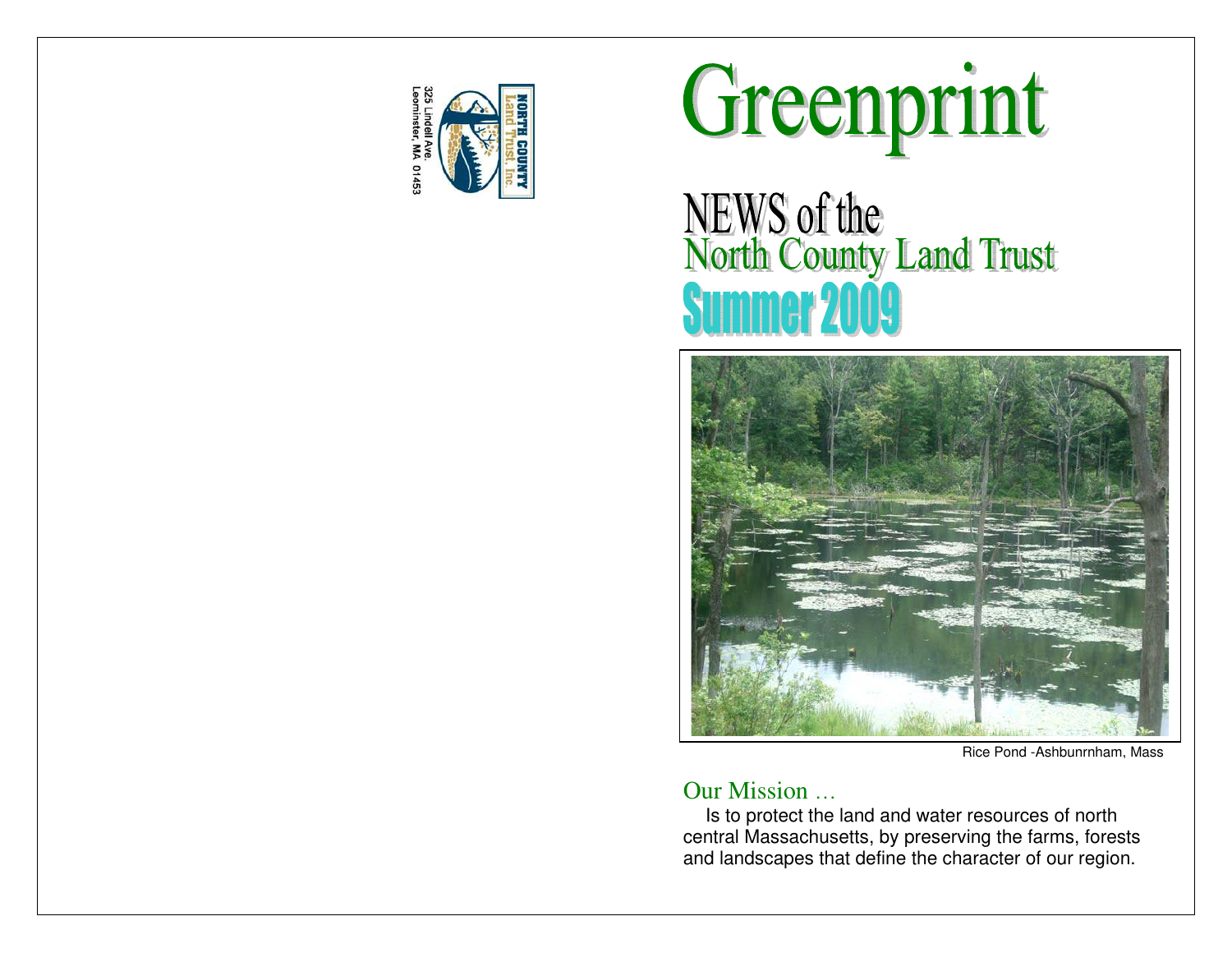NORTH COUNTY Land Trust, Inc.

325 Lindell Ave.
Leominster, MA 01453

# Greenprint

## NEWS of the North County Land Trust

## Summer 2009

Rice Pond -Ashbunrnham, Mass

### Our Mission …

Is to protect the land and water resources of north central Massachusetts, by preserving the farms, forests and landscapes that define the character of our region.